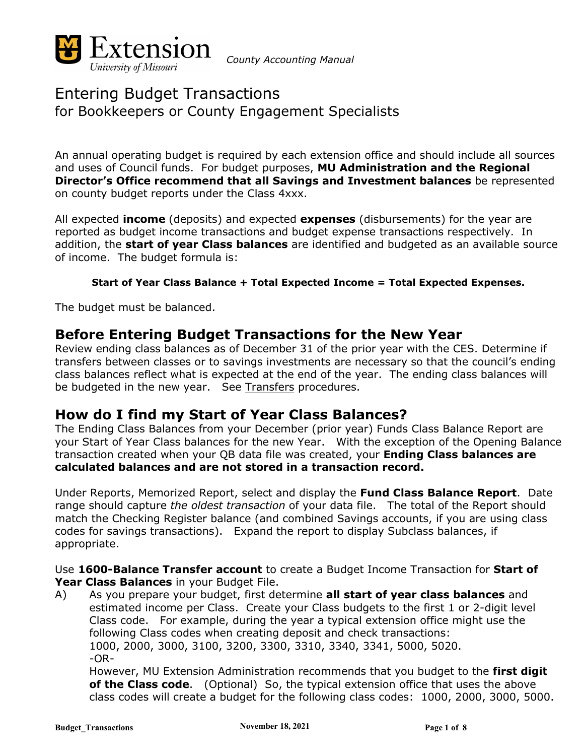Extension University of Missouri — *County Accounting Manual*

# Entering Budget Transactions
## for Bookkeepers or County Engagement Specialists

An annual operating budget is required by each extension office and should include all sources and uses of Council funds. For budget purposes, **MU Administration and the Regional Director's Office recommend that all Savings and Investment balances** be represented on county budget reports under the Class 4xxx.

All expected **income** (deposits) and expected **expenses** (disbursements) for the year are reported as budget income transactions and budget expense transactions respectively. In addition, the **start of year Class balances** are identified and budgeted as an available source of income. The budget formula is:

**Start of Year Class Balance + Total Expected Income = Total Expected Expenses.**

The budget must be balanced.

## Before Entering Budget Transactions for the New Year

Review ending class balances as of December 31 of the prior year with the CES. Determine if transfers between classes or to savings investments are necessary so that the council's ending class balances reflect what is expected at the end of the year. The ending class balances will be budgeted in the new year. See Transfers procedures.

## How do I find my Start of Year Class Balances?

The Ending Class Balances from your December (prior year) Funds Class Balance Report are your Start of Year Class balances for the new Year. With the exception of the Opening Balance transaction created when your QB data file was created, your **Ending Class balances are calculated balances and are not stored in a transaction record.**

Under Reports, Memorized Report, select and display the **Fund Class Balance Report**. Date range should capture *the oldest transaction* of your data file. The total of the Report should match the Checking Register balance (and combined Savings accounts, if you are using class codes for savings transactions). Expand the report to display Subclass balances, if appropriate.

Use **1600-Balance Transfer account** to create a Budget Income Transaction for **Start of Year Class Balances** in your Budget File.

A) As you prepare your budget, first determine **all start of year class balances** and estimated income per Class. Create your Class budgets to the first 1 or 2-digit level Class code. For example, during the year a typical extension office might use the following Class codes when creating deposit and check transactions:
1000, 2000, 3000, 3100, 3200, 3300, 3310, 3340, 3341, 5000, 5020.
-OR-
However, MU Extension Administration recommends that you budget to the **first digit of the Class code**. (Optional) So, the typical extension office that uses the above class codes will create a budget for the following class codes: 1000, 2000, 3000, 5000.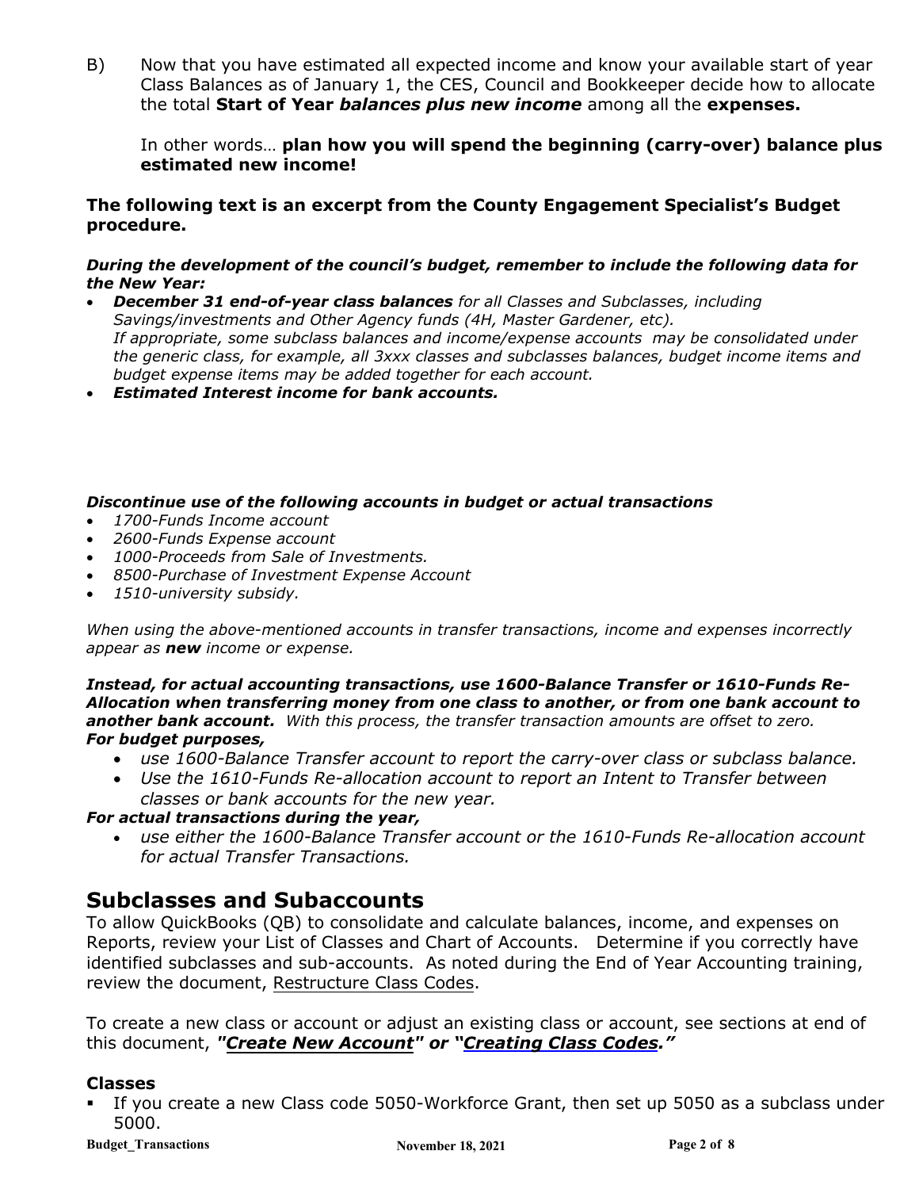B) Now that you have estimated all expected income and know your available start of year Class Balances as of January 1, the CES, Council and Bookkeeper decide how to allocate the total **Start of Year *balances plus new income*** among all the **expenses.**

In other words… **plan how you will spend the beginning (carry-over) balance plus estimated new income!**

**The following text is an excerpt from the County Engagement Specialist's Budget procedure.**

***During the development of the council's budget, remember to include the following data for the New Year:***

- ***December 31 end-of-year class balances*** *for all Classes and Subclasses, including Savings/investments and Other Agency funds (4H, Master Gardener, etc).*
  *If appropriate, some subclass balances and income/expense accounts may be consolidated under the generic class, for example, all 3xxx classes and subclasses balances, budget income items and budget expense items may be added together for each account.*
- ***Estimated Interest income for bank accounts.***

***Discontinue use of the following accounts in budget or actual transactions***

- *1700-Funds Income account*
- *2600-Funds Expense account*
- *1000-Proceeds from Sale of Investments.*
- *8500-Purchase of Investment Expense Account*
- *1510-university subsidy.*

*When using the above-mentioned accounts in transfer transactions, income and expenses incorrectly appear as* ***new*** *income or expense.*

***Instead, for actual accounting transactions, use 1600-Balance Transfer or 1610-Funds Re-Allocation when transferring money from one class to another, or from one bank account to another bank account.*** *With this process, the transfer transaction amounts are offset to zero.*
***For budget purposes,***

- *use 1600-Balance Transfer account to report the carry-over class or subclass balance.*
- *Use the 1610-Funds Re-allocation account to report an Intent to Transfer between classes or bank accounts for the new year.*

***For actual transactions during the year,***

- *use either the 1600-Balance Transfer account or the 1610-Funds Re-allocation account for actual Transfer Transactions.*

## Subclasses and Subaccounts

To allow QuickBooks (QB) to consolidate and calculate balances, income, and expenses on Reports, review your List of Classes and Chart of Accounts. Determine if you correctly have identified subclasses and sub-accounts. As noted during the End of Year Accounting training, review the document, Restructure Class Codes.

To create a new class or account or adjust an existing class or account, see sections at end of this document, ***"Create New Account" or "Creating Class Codes."***

### Classes

- If you create a new Class code 5050-Workforce Grant, then set up 5050 as a subclass under 5000.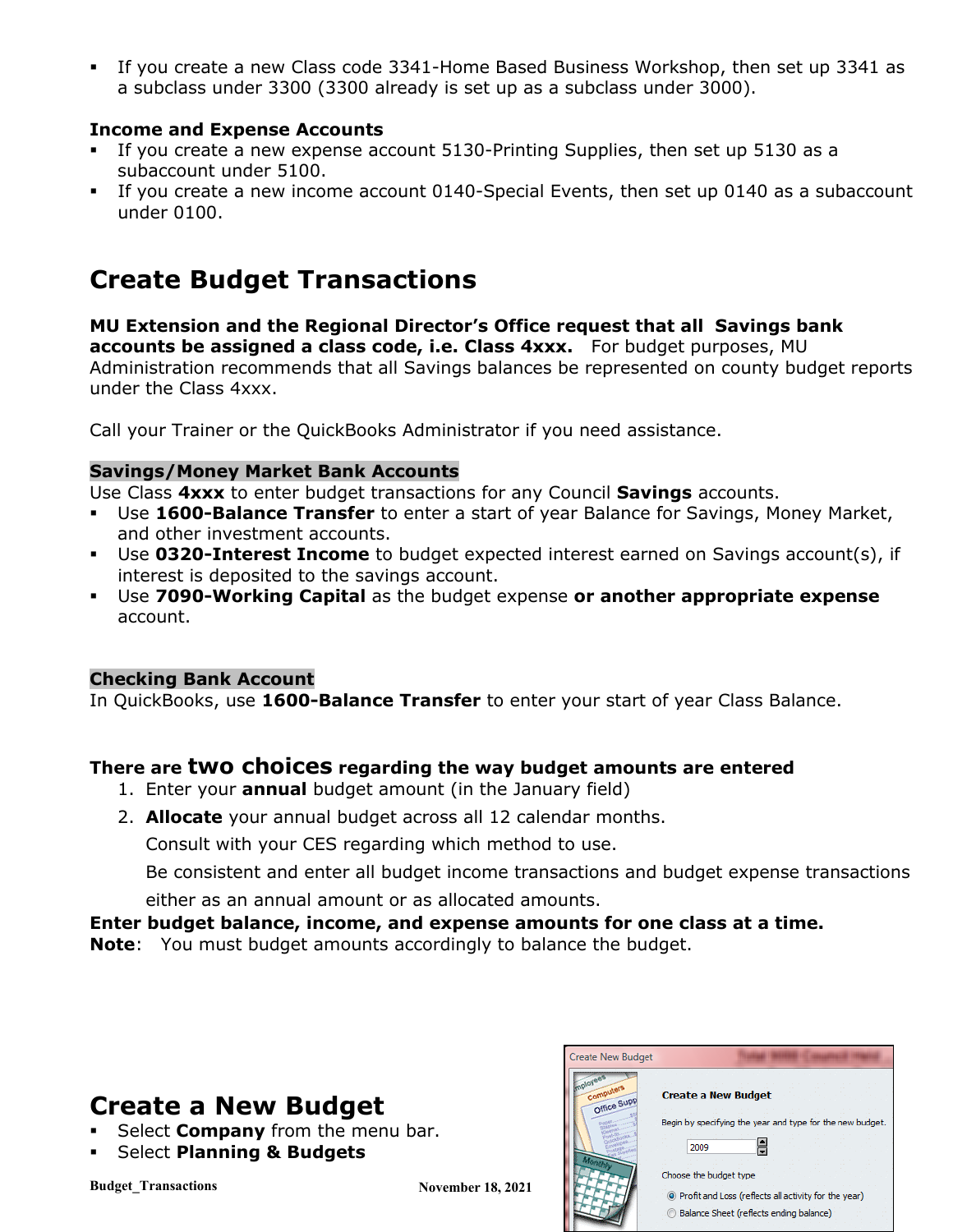- If you create a new Class code 3341-Home Based Business Workshop, then set up 3341 as a subclass under 3300 (3300 already is set up as a subclass under 3000).

**Income and Expense Accounts**

- If you create a new expense account 5130-Printing Supplies, then set up 5130 as a subaccount under 5100.
- If you create a new income account 0140-Special Events, then set up 0140 as a subaccount under 0100.

# Create Budget Transactions

**MU Extension and the Regional Director's Office request that all Savings bank accounts be assigned a class code, i.e. Class 4xxx.** For budget purposes, MU Administration recommends that all Savings balances be represented on county budget reports under the Class 4xxx.

Call your Trainer or the QuickBooks Administrator if you need assistance.

**Savings/Money Market Bank Accounts**

Use Class **4xxx** to enter budget transactions for any Council **Savings** accounts.

- Use **1600-Balance Transfer** to enter a start of year Balance for Savings, Money Market, and other investment accounts.
- Use **0320-Interest Income** to budget expected interest earned on Savings account(s), if interest is deposited to the savings account.
- Use **7090-Working Capital** as the budget expense **or another appropriate expense** account.

**Checking Bank Account**

In QuickBooks, use **1600-Balance Transfer** to enter your start of year Class Balance.

**There are two choices regarding the way budget amounts are entered**

1. Enter your **annual** budget amount (in the January field)
2. **Allocate** your annual budget across all 12 calendar months.

   Consult with your CES regarding which method to use.

   Be consistent and enter all budget income transactions and budget expense transactions either as an annual amount or as allocated amounts.

**Enter budget balance, income, and expense amounts for one class at a time.**

**Note**: You must budget amounts accordingly to balance the budget.

# Create a New Budget

- Select **Company** from the menu bar.
- Select **Planning & Budgets**

Create New Budget

**Create a New Budget**

Begin by specifying the year and type for the new budget.

2009

Choose the budget type

- Profit and Loss (reflects all activity for the year)
- Balance Sheet (reflects ending balance)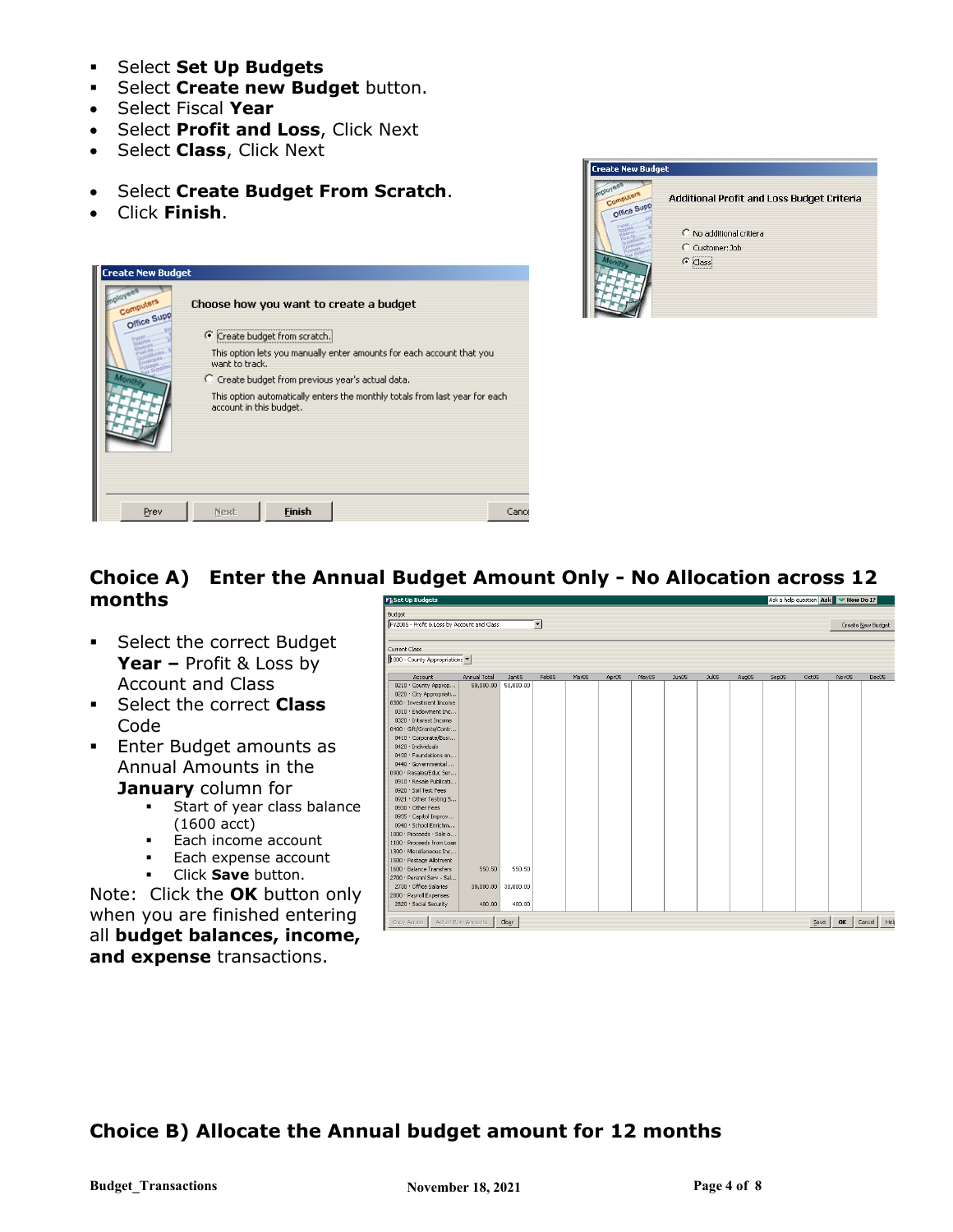- Select **Set Up Budgets**
- Select **Create new Budget** button.
- Select Fiscal **Year**
- Select **Profit and Loss**, Click Next
- Select **Class**, Click Next

- Select **Create Budget From Scratch**.
- Click **Finish**.

## Choice A) Enter the Annual Budget Amount Only - No Allocation across 12 months

- Select the correct Budget **Year –** Profit & Loss by Account and Class
- Select the correct **Class** Code
- Enter Budget amounts as Annual Amounts in the **January** column for
  - Start of year class balance (1600 acct)
  - Each income account
  - Each expense account
  - Click **Save** button.

Note: Click the **OK** button only when you are finished entering all **budget balances, income, and expense** transactions.

## Choice B) Allocate the Annual budget amount for 12 months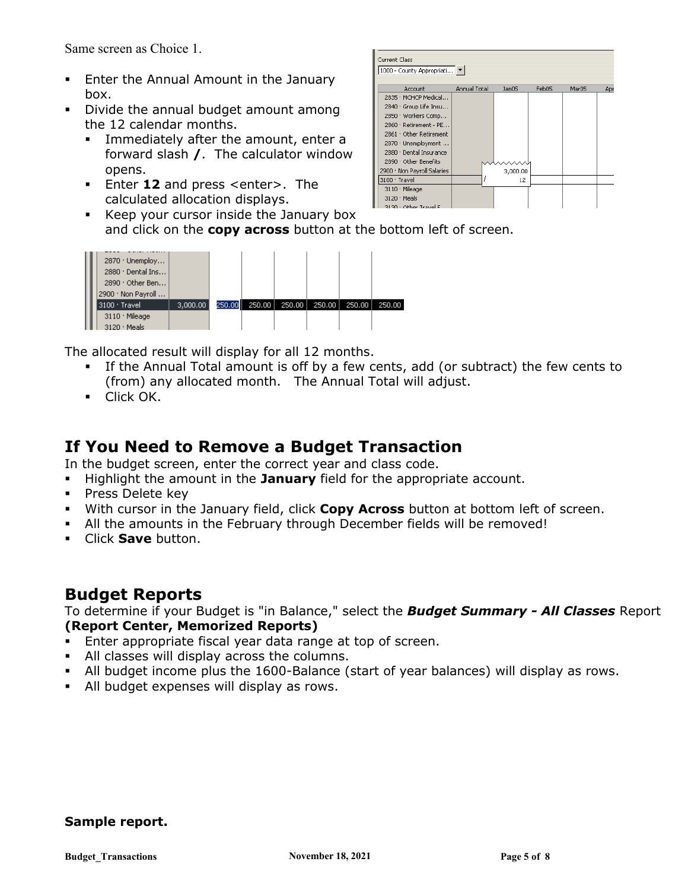Same screen as Choice 1.

- Enter the Annual Amount in the January box.
- Divide the annual budget amount among the 12 calendar months.
  - Immediately after the amount, enter a forward slash **/**. The calculator window opens.
  - Enter **12** and press <enter>. The calculated allocation displays.
  - Keep your cursor inside the January box and click on the **copy across** button at the bottom left of screen.

The allocated result will display for all 12 months.
  - If the Annual Total amount is off by a few cents, add (or subtract) the few cents to (from) any allocated month. The Annual Total will adjust.
  - Click OK.

## If You Need to Remove a Budget Transaction

In the budget screen, enter the correct year and class code.

- Highlight the amount in the **January** field for the appropriate account.
- Press Delete key
- With cursor in the January field, click **Copy Across** button at bottom left of screen.
- All the amounts in the February through December fields will be removed!
- Click **Save** button.

## Budget Reports

To determine if your Budget is "in Balance," select the ***Budget Summary - All Classes*** Report **(Report Center, Memorized Reports)**

- Enter appropriate fiscal year data range at top of screen.
- All classes will display across the columns.
- All budget income plus the 1600-Balance (start of year balances) will display as rows.
- All budget expenses will display as rows.

**Sample report.**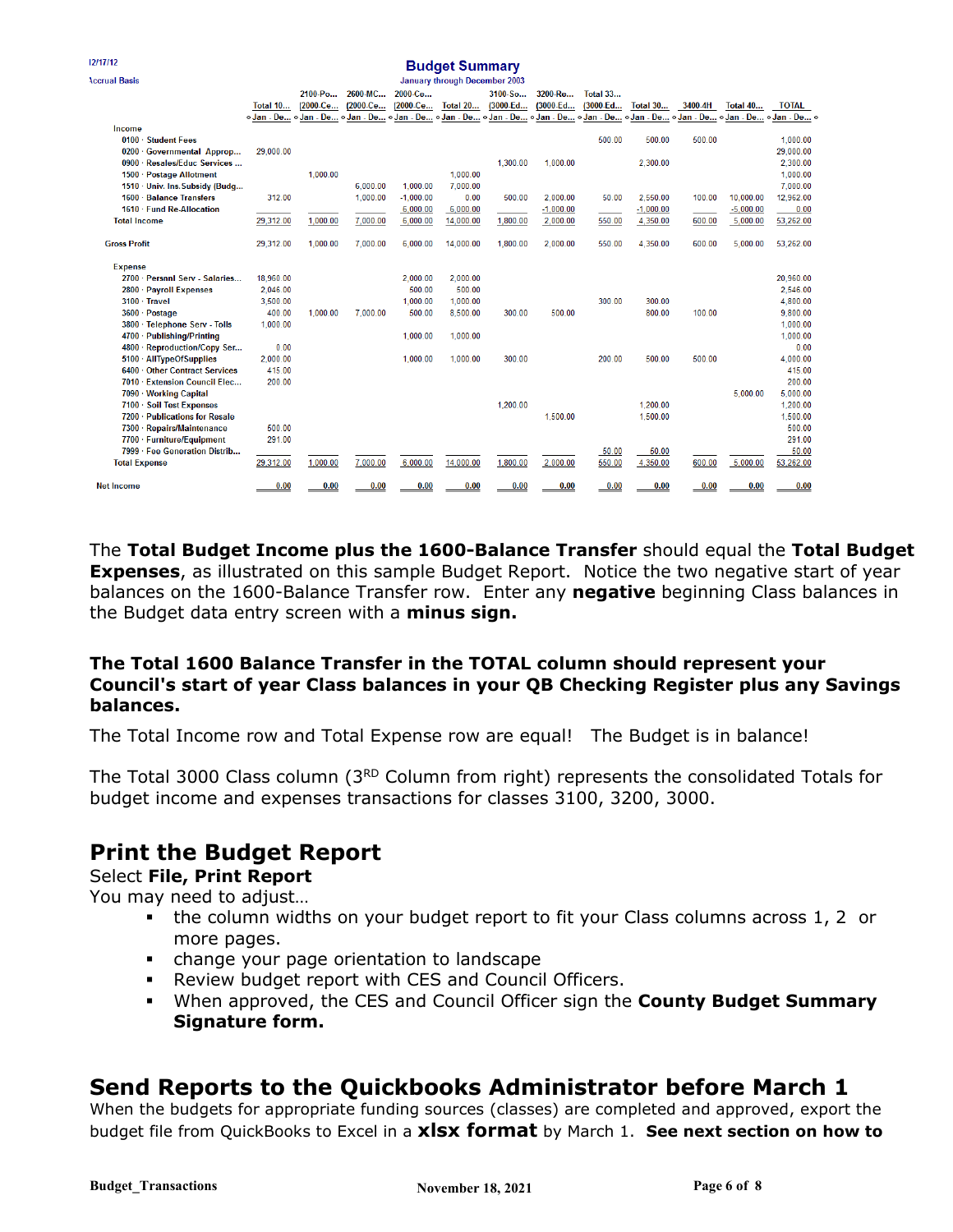12/17/12

Accrual Basis

**Budget Summary**

January through December 2003

| | Total 10... | 2100-Po... (2000-Ce... | 2600-MC... (2000-Ce... | 2000-Ce... (2000-Ce... | Total 20... | 3100-So... (3000-Ed... | 3200-Re... (3000-Ed... | Total 33... (3000-Ed... | Total 30... | 3400-4H | Total 40... | TOTAL |
|---|---|---|---|---|---|---|---|---|---|---|---|---|
| | Jan - De... | Jan - De... | Jan - De... | Jan - De... | Jan - De... | Jan - De... | Jan - De... | Jan - De... | Jan - De... | Jan - De... | Jan - De... | Jan - De... |
| **Income** | | | | | | | | | | | | |
| 0100 · Student Fees | | | | | | | | 500.00 | 500.00 | 500.00 | | 1,000.00 |
| 0200 · Governmental Approp... | 29,000.00 | | | | | | | | | | | 29,000.00 |
| 0900 · Resales/Educ Services ... | | | | | | 1,300.00 | 1,000.00 | | 2,300.00 | | | 2,300.00 |
| 1500 · Postage Allotment | | 1,000.00 | | | 1,000.00 | | | | | | | 1,000.00 |
| 1510 · Univ. Ins.Subsidy (Budg... | | | 6,000.00 | 1,000.00 | 7,000.00 | | | | | | | 7,000.00 |
| 1600 · Balance Transfers | 312.00 | | 1,000.00 | -1,000.00 | 0.00 | 500.00 | 2,000.00 | 50.00 | 2,550.00 | 100.00 | 10,000.00 | 12,962.00 |
| 1610 · Fund Re-Allocation | | | | 6,000.00 | 6,000.00 | | -1,000.00 | | -1,000.00 | | -5,000.00 | 0.00 |
| **Total Income** | 29,312.00 | 1,000.00 | 7,000.00 | 6,000.00 | 14,000.00 | 1,800.00 | 2,000.00 | 550.00 | 4,350.00 | 600.00 | 5,000.00 | 53,262.00 |
| **Gross Profit** | 29,312.00 | 1,000.00 | 7,000.00 | 6,000.00 | 14,000.00 | 1,800.00 | 2,000.00 | 550.00 | 4,350.00 | 600.00 | 5,000.00 | 53,262.00 |
| **Expense** | | | | | | | | | | | | |
| 2700 · Personl Serv - Salaries... | 18,960.00 | | | 2,000.00 | 2,000.00 | | | | | | | 20,960.00 |
| 2800 · Payroll Expenses | 2,046.00 | | | 500.00 | 500.00 | | | | | | | 2,546.00 |
| 3100 · Travel | 3,500.00 | | | 1,000.00 | 1,000.00 | | | 300.00 | 300.00 | | | 4,800.00 |
| 3600 · Postage | 400.00 | 1,000.00 | 7,000.00 | 500.00 | 8,500.00 | 300.00 | 500.00 | | 800.00 | 100.00 | | 9,800.00 |
| 3800 · Telephone Serv - Tolls | 1,000.00 | | | | | | | | | | | 1,000.00 |
| 4700 · Publishing/Printing | | | | 1,000.00 | 1,000.00 | | | | | | | 1,000.00 |
| 4800 · Reproduction/Copy Ser... | 0.00 | | | | | | | | | | | 0.00 |
| 5100 · AllTypeOfSupplies | 2,000.00 | | | 1,000.00 | 1,000.00 | 300.00 | | 200.00 | 500.00 | 500.00 | | 4,000.00 |
| 6400 · Other Contract Services | 415.00 | | | | | | | | | | | 415.00 |
| 7010 · Extension Council Elec... | 200.00 | | | | | | | | | | | 200.00 |
| 7090 · Working Capital | | | | | | | | | | | 5,000.00 | 5,000.00 |
| 7100 · Soil Test Expenses | | | | | | 1,200.00 | | | 1,200.00 | | | 1,200.00 |
| 7200 · Publications for Resale | | | | | | | 1,500.00 | | 1,500.00 | | | 1,500.00 |
| 7300 · Repairs/Maintenance | 500.00 | | | | | | | | | | | 500.00 |
| 7700 · Furniture/Equipment | 291.00 | | | | | | | | | | | 291.00 |
| 7999 · Fee Generation Distrib... | | | | | | | | 50.00 | 50.00 | | | 50.00 |
| **Total Expense** | 29,312.00 | 1,000.00 | 7,000.00 | 6,000.00 | 14,000.00 | 1,800.00 | 2,000.00 | 550.00 | 4,350.00 | 600.00 | 5,000.00 | 53,262.00 |
| **Net Income** | 0.00 | 0.00 | 0.00 | 0.00 | 0.00 | 0.00 | 0.00 | 0.00 | 0.00 | 0.00 | 0.00 | 0.00 |

The **Total Budget Income plus the 1600-Balance Transfer** should equal the **Total Budget Expenses**, as illustrated on this sample Budget Report. Notice the two negative start of year balances on the 1600-Balance Transfer row. Enter any **negative** beginning Class balances in the Budget data entry screen with a **minus sign.**

**The Total 1600 Balance Transfer in the TOTAL column should represent your Council's start of year Class balances in your QB Checking Register plus any Savings balances.**

The Total Income row and Total Expense row are equal! The Budget is in balance!

The Total 3000 Class column (3RD Column from right) represents the consolidated Totals for budget income and expenses transactions for classes 3100, 3200, 3000.

## Print the Budget Report

Select **File, Print Report**

You may need to adjust…

- the column widths on your budget report to fit your Class columns across 1, 2 or more pages.
- change your page orientation to landscape
- Review budget report with CES and Council Officers.
- When approved, the CES and Council Officer sign the **County Budget Summary Signature form.**

## Send Reports to the Quickbooks Administrator before March 1

When the budgets for appropriate funding sources (classes) are completed and approved, export the budget file from QuickBooks to Excel in a **xlsx format** by March 1. **See next section on how to**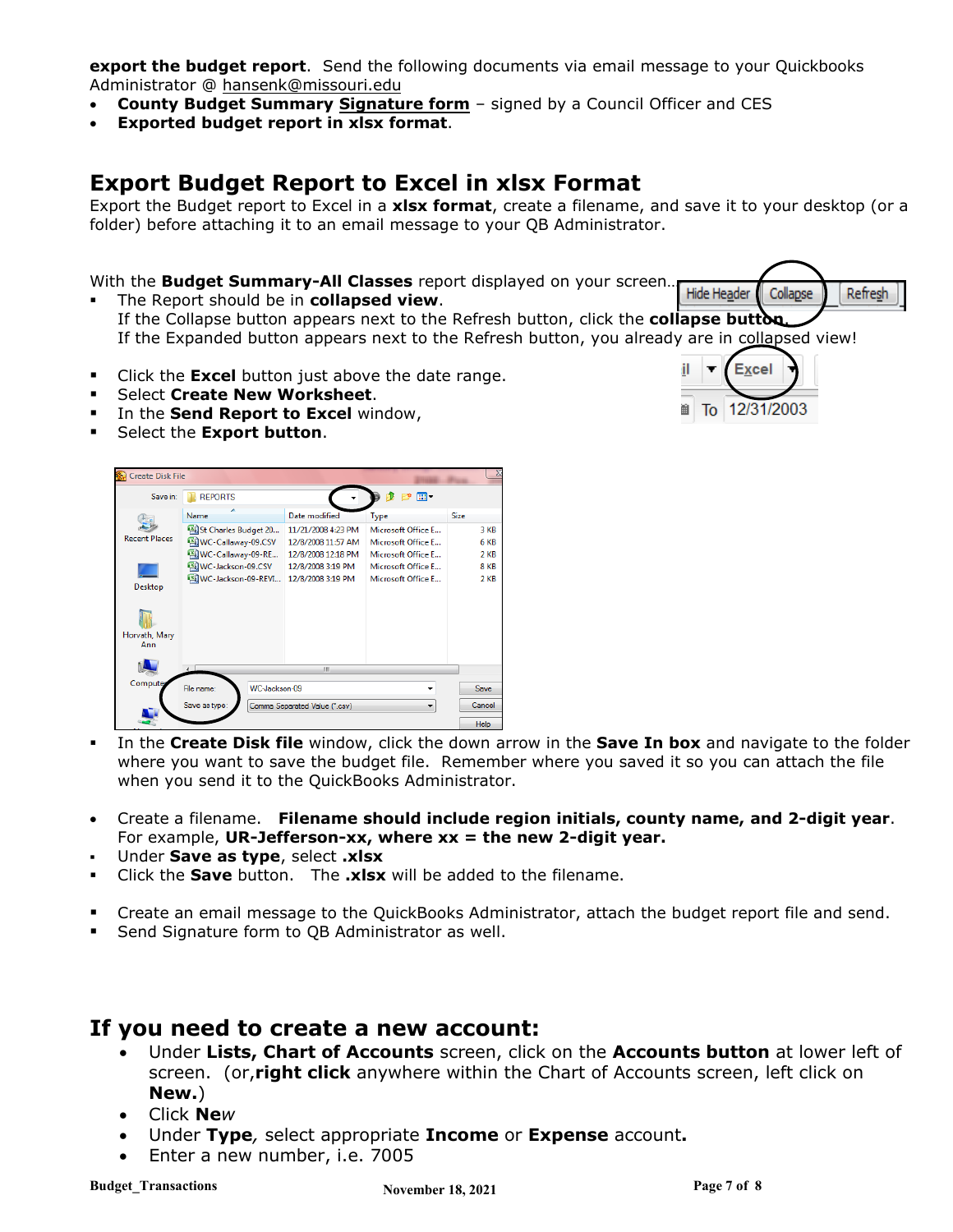**export the budget report**.  Send the following documents via email message to your Quickbooks Administrator @ hansenk@missouri.edu

- **County Budget Summary Signature form** – signed by a Council Officer and CES
- **Exported budget report in xlsx format**.

## Export Budget Report to Excel in xlsx Format

Export the Budget report to Excel in a **xlsx format**, create a filename, and save it to your desktop (or a folder) before attaching it to an email message to your QB Administrator.

With the **Budget Summary-All Classes** report displayed on your screen…

- The Report should be in **collapsed view**.
  If the Collapse button appears next to the Refresh button, click the **collapse button**.
  If the Expanded button appears next to the Refresh button, you already are in collapsed view!

- Click the **Excel** button just above the date range.
- Select **Create New Worksheet**.
- In the **Send Report to Excel** window,
- Select the **Export button**.

- In the **Create Disk file** window, click the down arrow in the **Save In box** and navigate to the folder where you want to save the budget file.  Remember where you saved it so you can attach the file when you send it to the QuickBooks Administrator.

- Create a filename.   **Filename should include region initials, county name, and 2-digit year**. For example, **UR-Jefferson-xx, where xx = the new 2-digit year.**
- Under **Save as type**, select **.xlsx**
- Click the **Save** button.   The **.xlsx** will be added to the filename.

- Create an email message to the QuickBooks Administrator, attach the budget report file and send.
- Send Signature form to QB Administrator as well.

## If you need to create a new account:

- Under **Lists, Chart of Accounts** screen, click on the **Accounts button** at lower left of screen.  (or,**right click** anywhere within the Chart of Accounts screen, left click on **New.**)
- Click **Ne*w***
- Under **Type***,* select appropriate **Income** or **Expense** account**.**
- Enter a new number, i.e. 7005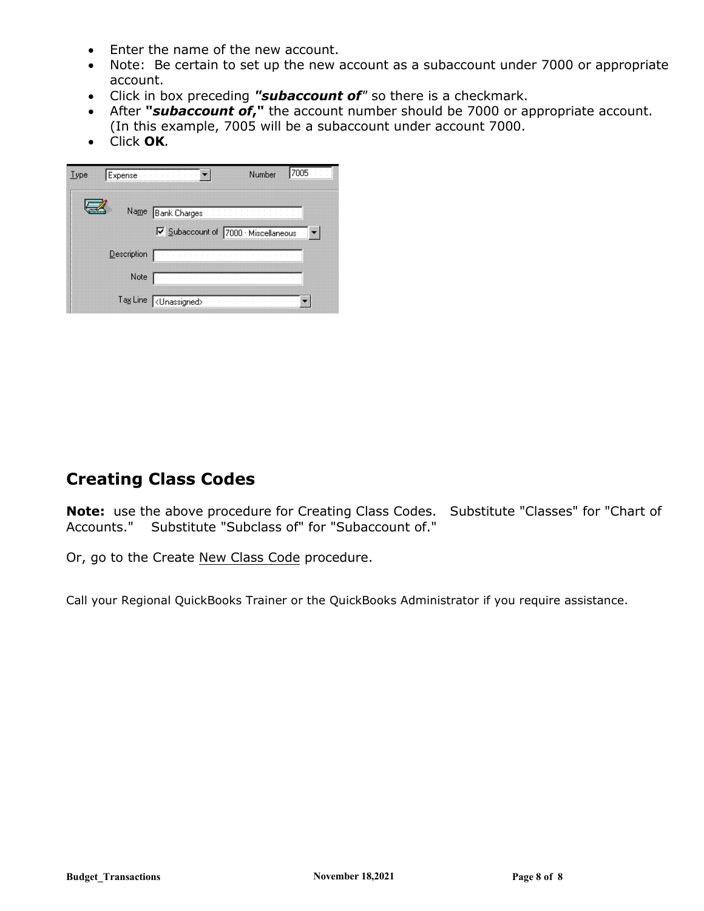- Enter the name of the new account.
- Note: Be certain to set up the new account as a subaccount under 7000 or appropriate account.
- Click in box preceding ***"subaccount of"*** so there is a checkmark.
- After **"*subaccount of*,"** the account number should be 7000 or appropriate account. (In this example, 7005 will be a subaccount under account 7000.
- Click **OK**.

## Creating Class Codes

**Note:** use the above procedure for Creating Class Codes. Substitute "Classes" for "Chart of Accounts." Substitute "Subclass of" for "Subaccount of."

Or, go to the Create New Class Code procedure.

Call your Regional QuickBooks Trainer or the QuickBooks Administrator if you require assistance.